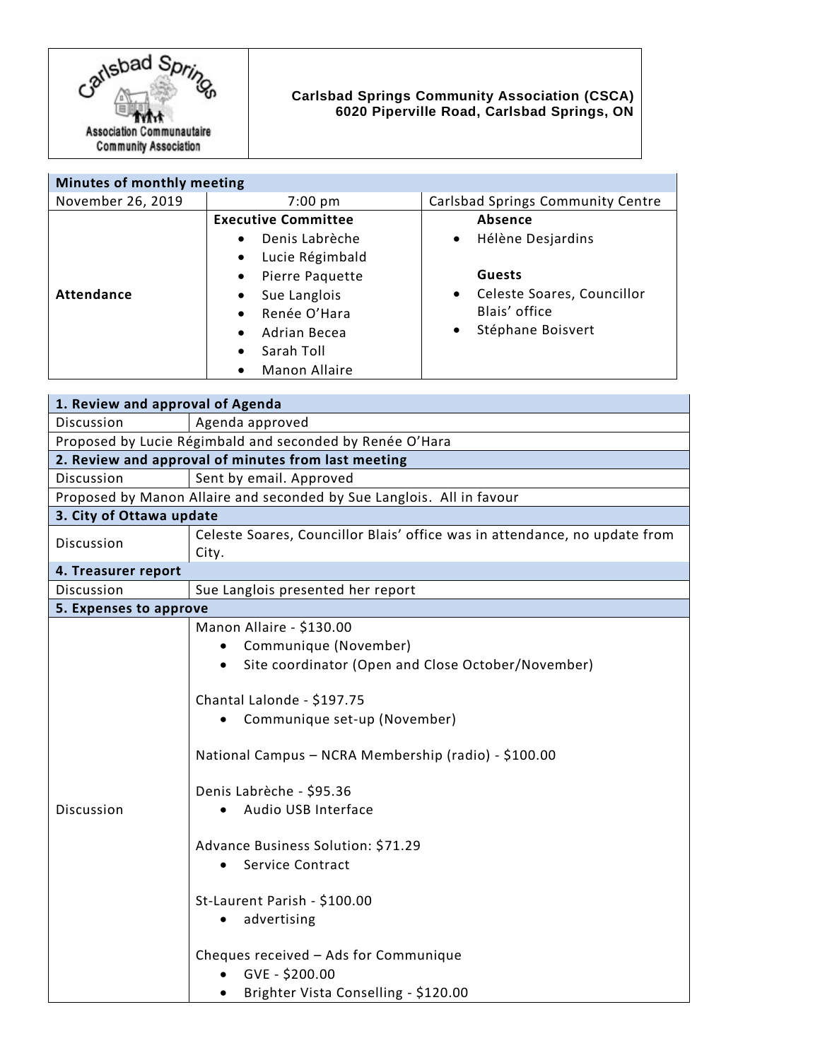**Carlsbad Springs Community Association (CSCA)**
**6020 Piperville Road, Carlsbad Springs, ON**

| **Minutes of monthly meeting** | | |
|---|---|---|
| November 26, 2019 | 7:00 pm | Carlsbad Springs Community Centre |
| **Attendance** | **Executive Committee**<br>• Denis Labrèche<br>• Lucie Régimbald<br>• Pierre Paquette<br>• Sue Langlois<br>• Renée O'Hara<br>• Adrian Becea<br>• Sarah Toll<br>• Manon Allaire | **Absence**<br>• Hélène Desjardins<br><br>**Guests**<br>• Celeste Soares, Councillor Blais' office<br>• Stéphane Boisvert |

| **1. Review and approval of Agenda** | |
|---|---|
| Discussion | Agenda approved |
| Proposed by Lucie Régimbald and seconded by Renée O'Hara | |
| **2. Review and approval of minutes from last meeting** | |
| Discussion | Sent by email. Approved |
| Proposed by Manon Allaire and seconded by Sue Langlois. All in favour | |
| **3. City of Ottawa update** | |
| Discussion | Celeste Soares, Councillor Blais' office was in attendance, no update from City. |
| **4. Treasurer report** | |
| Discussion | Sue Langlois presented her report |
| **5. Expenses to approve** | |
| Discussion | Manon Allaire - $130.00<br>• Communique (November)<br>• Site coordinator (Open and Close October/November)<br><br>Chantal Lalonde - $197.75<br>• Communique set-up (November)<br><br>National Campus – NCRA Membership (radio) - $100.00<br><br>Denis Labrèche - $95.36<br>• Audio USB Interface<br><br>Advance Business Solution: $71.29<br>• Service Contract<br><br>St-Laurent Parish - $100.00<br>• advertising<br><br>Cheques received – Ads for Communique<br>• GVE - $200.00<br>• Brighter Vista Conselling - $120.00 |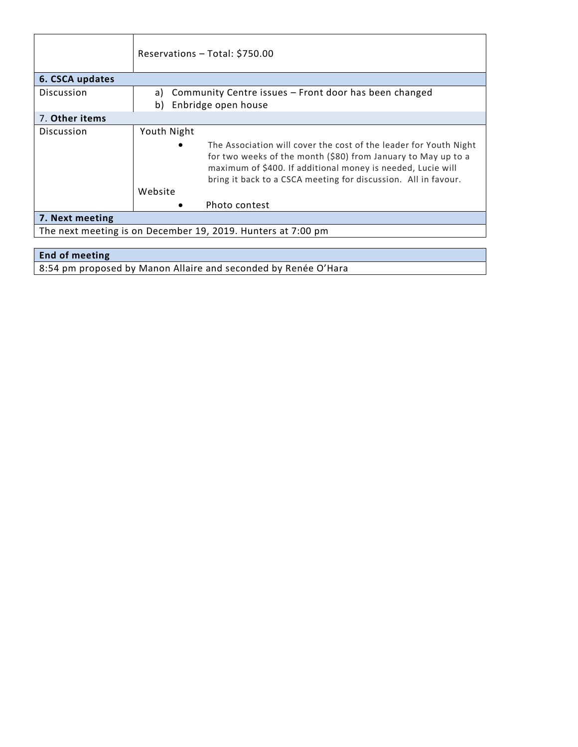| | |
|---|---|
| | Reservations – Total: $750.00 |
| **6. CSCA updates** | |
| Discussion | a) Community Centre issues – Front door has been changed<br>b) Enbridge open house |
| 7. **Other items** | |
| Discussion | Youth Night<br>• The Association will cover the cost of the leader for Youth Night for two weeks of the month ($80) from January to May up to a maximum of $400. If additional money is needed, Lucie will bring it back to a CSCA meeting for discussion. All in favour.<br>Website<br>• Photo contest |
| **7. Next meeting** | |
| The next meeting is on December 19, 2019. Hunters at 7:00 pm | |

| **End of meeting** |
|---|
| 8:54 pm proposed by Manon Allaire and seconded by Renée O'Hara |